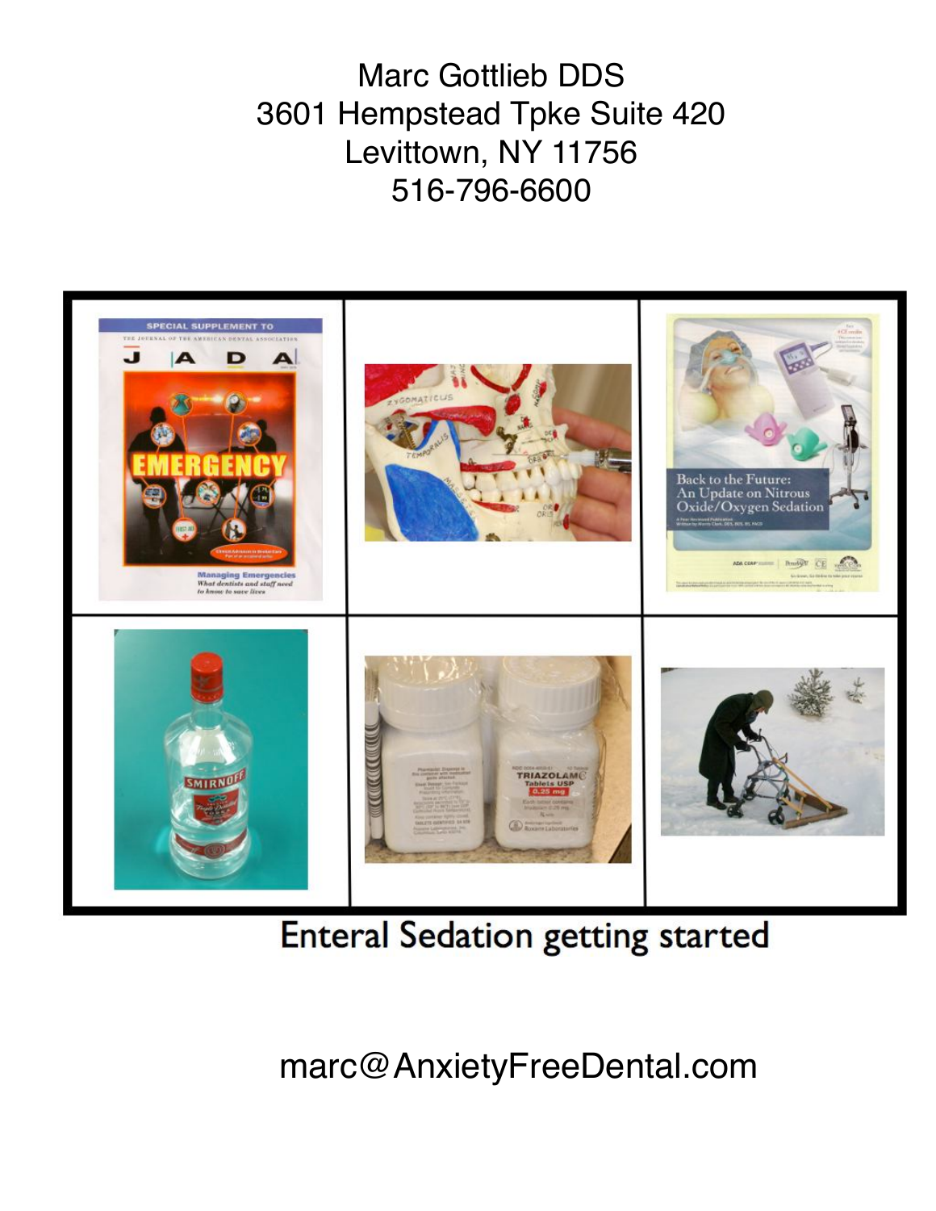Marc Gottlieb DDS
3601 Hempstead Tpke Suite 420
Levittown, NY 11756
516-796-6600

Enteral Sedation getting started

marc@AnxietyFreeDental.com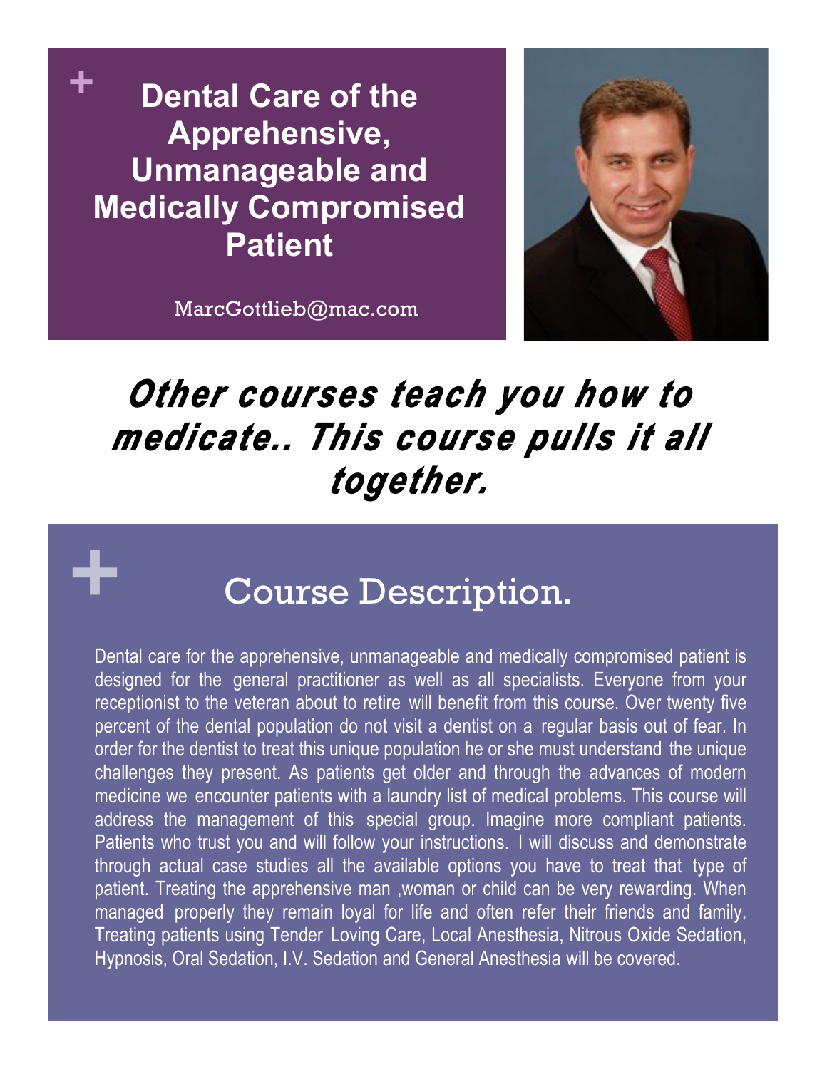# Dental Care of the Apprehensive, Unmanageable and Medically Compromised Patient

MarcGottlieb@mac.com

***Other courses teach you how to medicate.. This course pulls it all together.***

## Course Description.

Dental care for the apprehensive, unmanageable and medically compromised patient is designed for the general practitioner as well as all specialists. Everyone from your receptionist to the veteran about to retire will benefit from this course. Over twenty five percent of the dental population do not visit a dentist on a regular basis out of fear. In order for the dentist to treat this unique population he or she must understand the unique challenges they present. As patients get older and through the advances of modern medicine we encounter patients with a laundry list of medical problems. This course will address the management of this special group. Imagine more compliant patients. Patients who trust you and will follow your instructions. I will discuss and demonstrate through actual case studies all the available options you have to treat that type of patient. Treating the apprehensive man ,woman or child can be very rewarding. When managed properly they remain loyal for life and often refer their friends and family. Treating patients using Tender Loving Care, Local Anesthesia, Nitrous Oxide Sedation, Hypnosis, Oral Sedation, I.V. Sedation and General Anesthesia will be covered.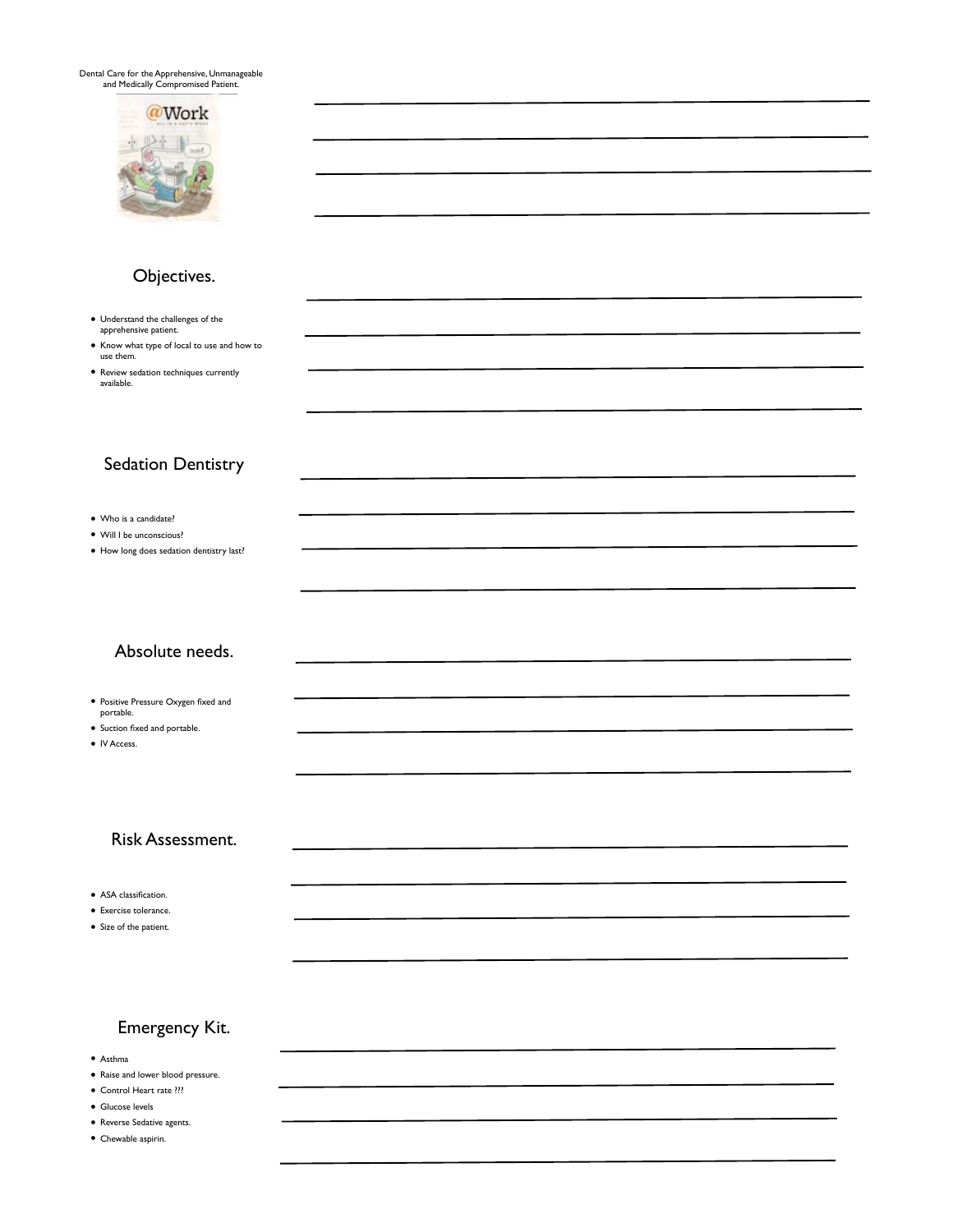Dental Care for the Apprehensive, Unmanageable and Medically Compromised Patient.

## Objectives.

- Understand the challenges of the apprehensive patient.
- Know what type of local to use and how to use them.
- Review sedation techniques currently available.

## Sedation Dentistry

- Who is a candidate?
- Will I be unconscious?
- How long does sedation dentistry last?

## Absolute needs.

- Positive Pressure Oxygen fixed and portable.
- Suction fixed and portable.
- IV Access.

## Risk Assessment.

- ASA classification.
- Exercise tolerance.
- Size of the patient.

## Emergency Kit.

- Asthma
- Raise and lower blood pressure.
- Control Heart rate ???
- Glucose levels
- Reverse Sedative agents.
- Chewable aspirin.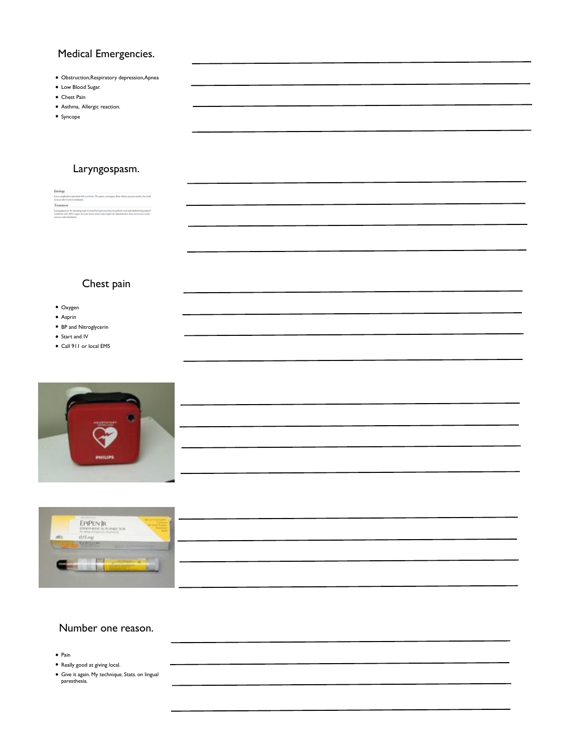## Medical Emergencies.

- Obstruction,Respiratory depression,Apnea
- Low Blood Sugar.
- Chest Pain
- Asthma, Allergic reaction.
- Syncope

## Laryngospasm.

Etiology

It is a complication associated with anesthesia. The spasm can happen often without any provocation, but tends to occur after tracheal extubation.

Treatment

Laryngospasm in the operating room is treated by hyperextending the patient's neck and administering assisted ventilation with 100% oxygen. In more severe cases it may require the administration of an intravenous muscle relaxant and reintubation.

## Chest pain

- Oxygen
- Asprin
- BP and Nitroglycerin
- Start and IV
- Call 911 or local EMS

## Number one reason.

- Pain
- Really good at giving local.
- Give it again. My technique. Stats. on lingual paresthesia.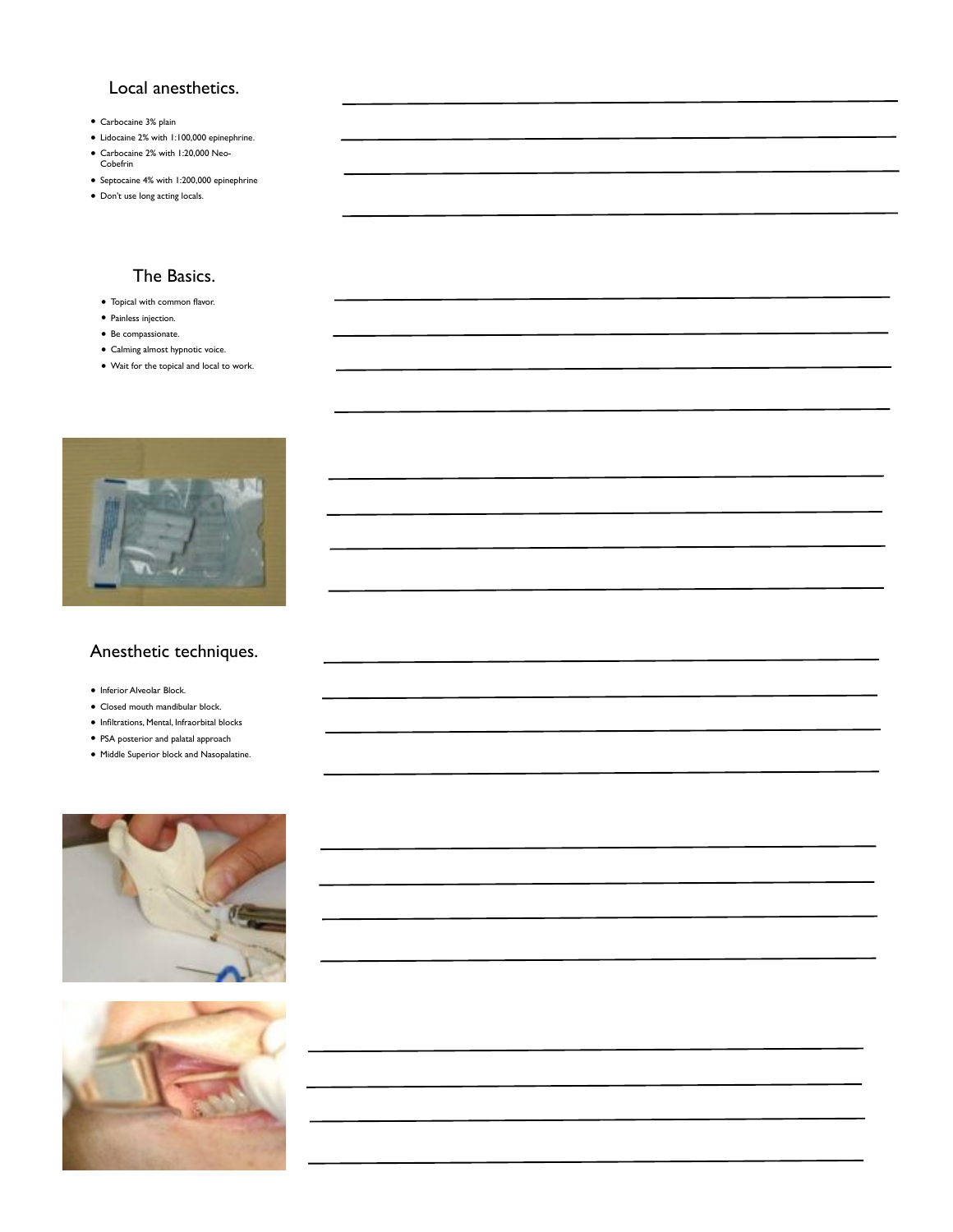## Local anesthetics.

- Carbocaine 3% plain
- Lidocaine 2% with 1:100,000 epinephrine.
- Carbocaine 2% with 1:20,000 Neo-Cobefrin
- Septocaine 4% with 1:200,000 epinephrine
- Don't use long acting locals.

## The Basics.

- Topical with common flavor.
- Painless injection.
- Be compassionate.
- Calming almost hypnotic voice.
- Wait for the topical and local to work.

## Anesthetic techniques.

- Inferior Alveolar Block.
- Closed mouth mandibular block.
- Infiltrations, Mental, Infraorbital blocks
- PSA posterior and palatal approach
- Middle Superior block and Nasopalatine.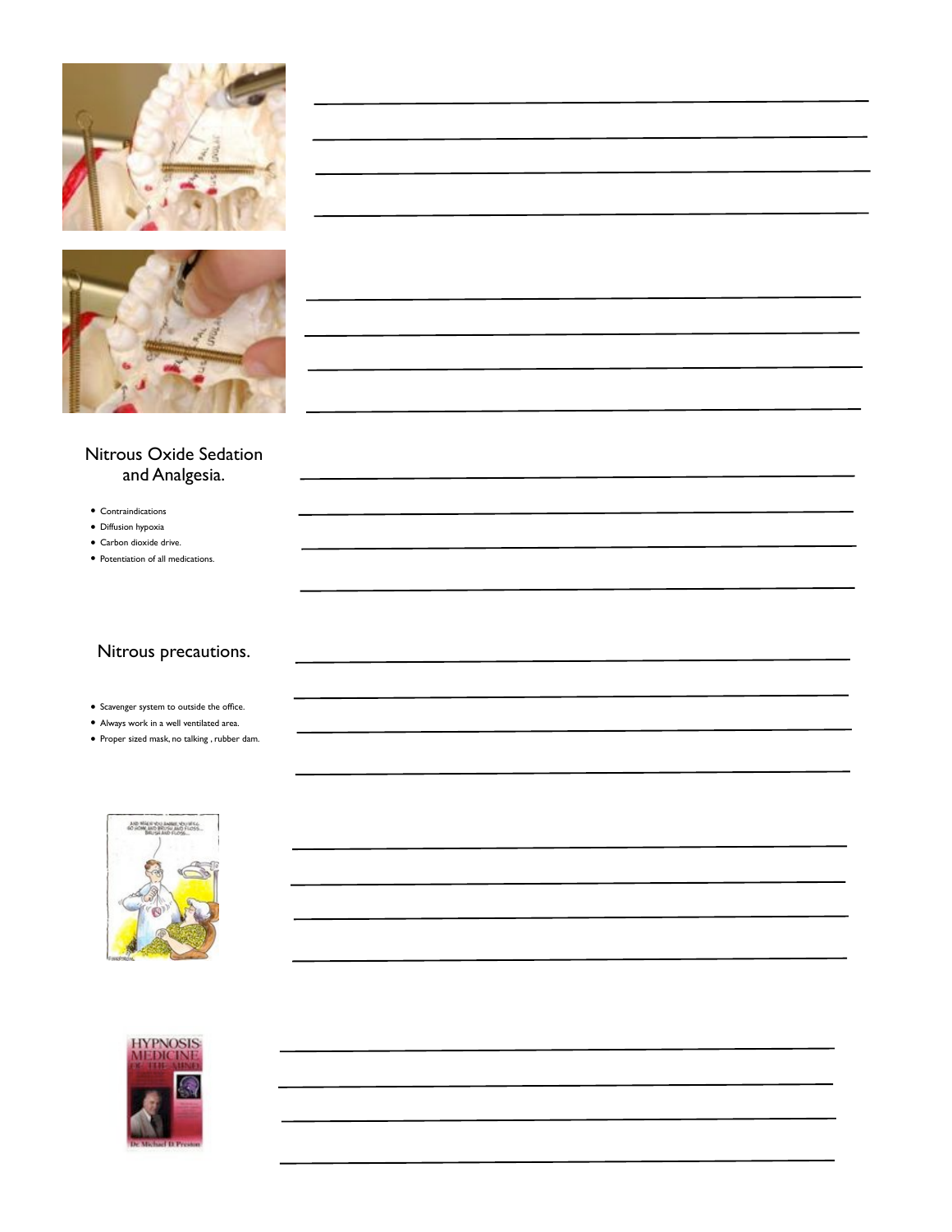## Nitrous Oxide Sedation and Analgesia.

- Contraindications
- Diffusion hypoxia
- Carbon dioxide drive.
- Potentiation of all medications.

## Nitrous precautions.

- Scavenger system to outside the office.
- Always work in a well ventilated area.
- Proper sized mask, no talking , rubber dam.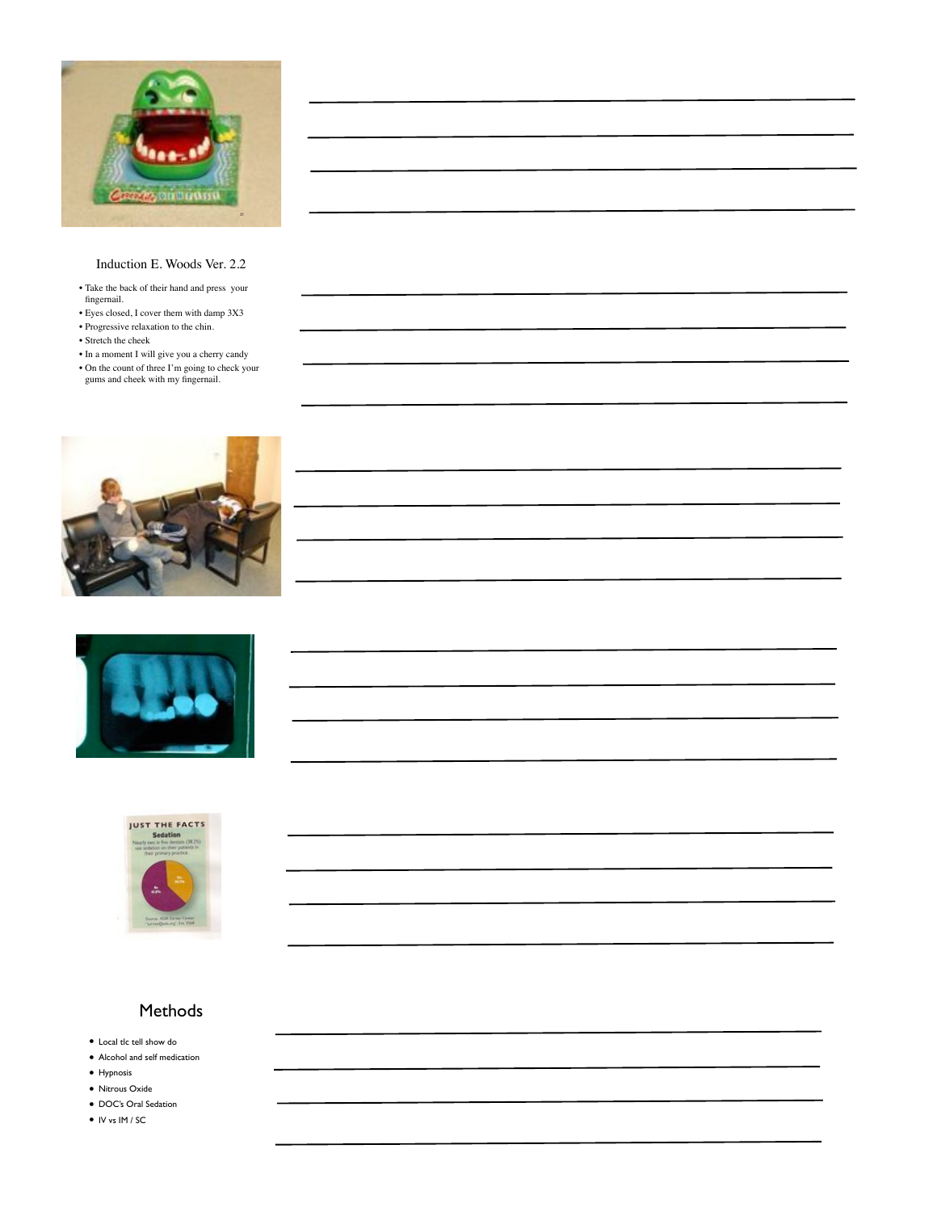## Induction E. Woods Ver. 2.2

- Take the back of their hand and press your fingernail.
- Eyes closed, I cover them with damp 3X3
- Progressive relaxation to the chin.
- Stretch the cheek
- In a moment I will give you a cherry candy
- On the count of three I'm going to check your gums and cheek with my fingernail.

## Methods

- Local tlc tell show do
- Alcohol and self medication
- Hypnosis
- Nitrous Oxide
- DOC's Oral Sedation
- IV vs IM / SC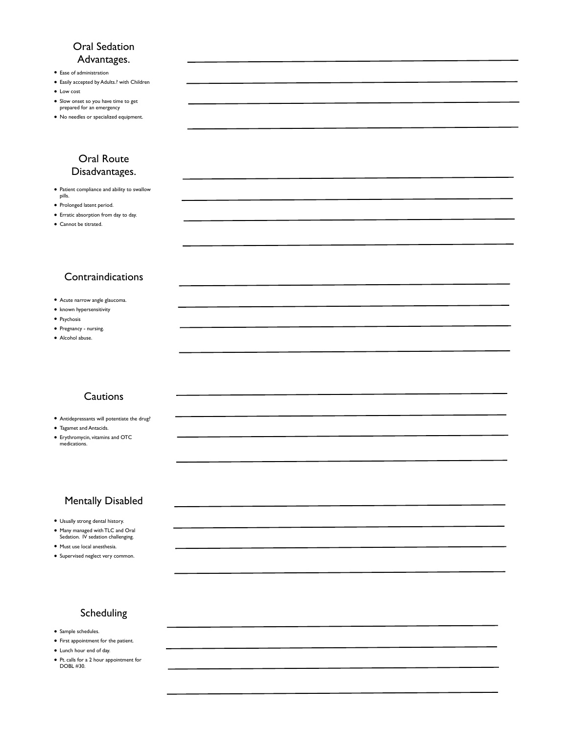## Oral Sedation Advantages.

- Ease of administration
- Easily accepted by Adults.? with Children
- Low cost
- Slow onset so you have time to get prepared for an emergency
- No needles or specialized equipment.

## Oral Route Disadvantages.

- Patient compliance and ability to swallow pills.
- Prolonged latent period.
- Erratic absorption from day to day.
- Cannot be titrated.

## Contraindications

- Acute narrow angle glaucoma.
- known hypersensitivity
- Psychosis
- Pregnancy - nursing.
- Alcohol abuse.

## Cautions

- Antidepressants will potentiate the drug?
- Tagamet and Antacids.
- Erythromycin, vitamins and OTC medications.

## Mentally Disabled

- Usually strong dental history.
- Many managed with TLC and Oral Sedation. IV sedation challenging.
- Must use local anesthesia.
- Supervised neglect very common.

## Scheduling

- Sample schedules.
- First appointment for the patient.
- Lunch hour end of day.
- Pt. calls for a 2 hour appointment for DOBL #30.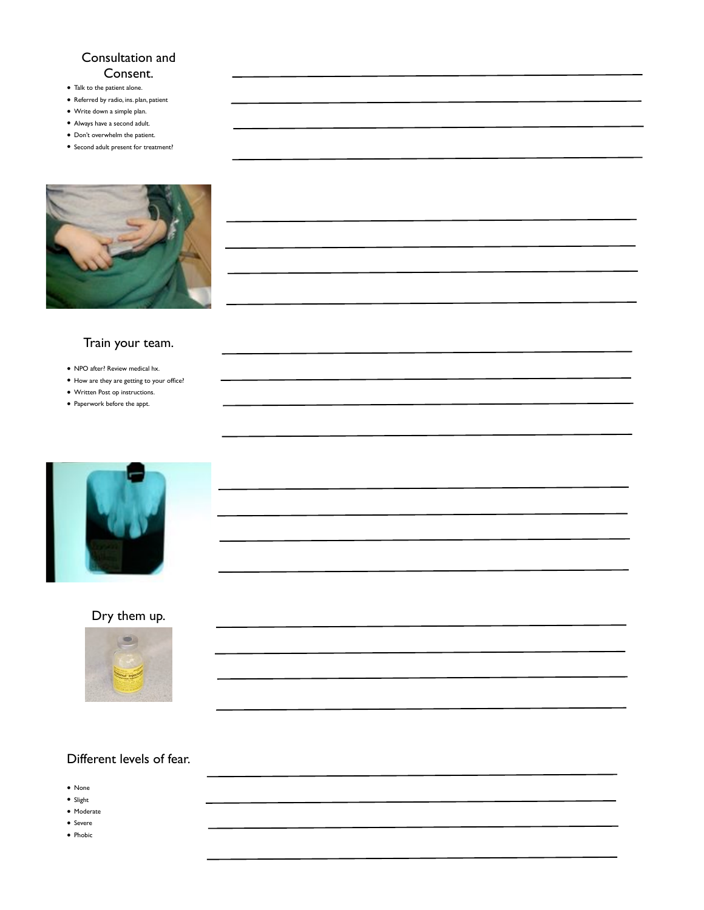## Consultation and Consent.

- Talk to the patient alone.
- Referred by radio, ins. plan, patient
- Write down a simple plan.
- Always have a second adult.
- Don't overwhelm the patient.
- Second adult present for treatment?

## Train your team.

- NPO after? Review medical hx.
- How are they are getting to your office?
- Written Post op instructions.
- Paperwork before the appt.

## Dry them up.

## Different levels of fear.

- None
- Slight
- Moderate
- Severe
- Phobic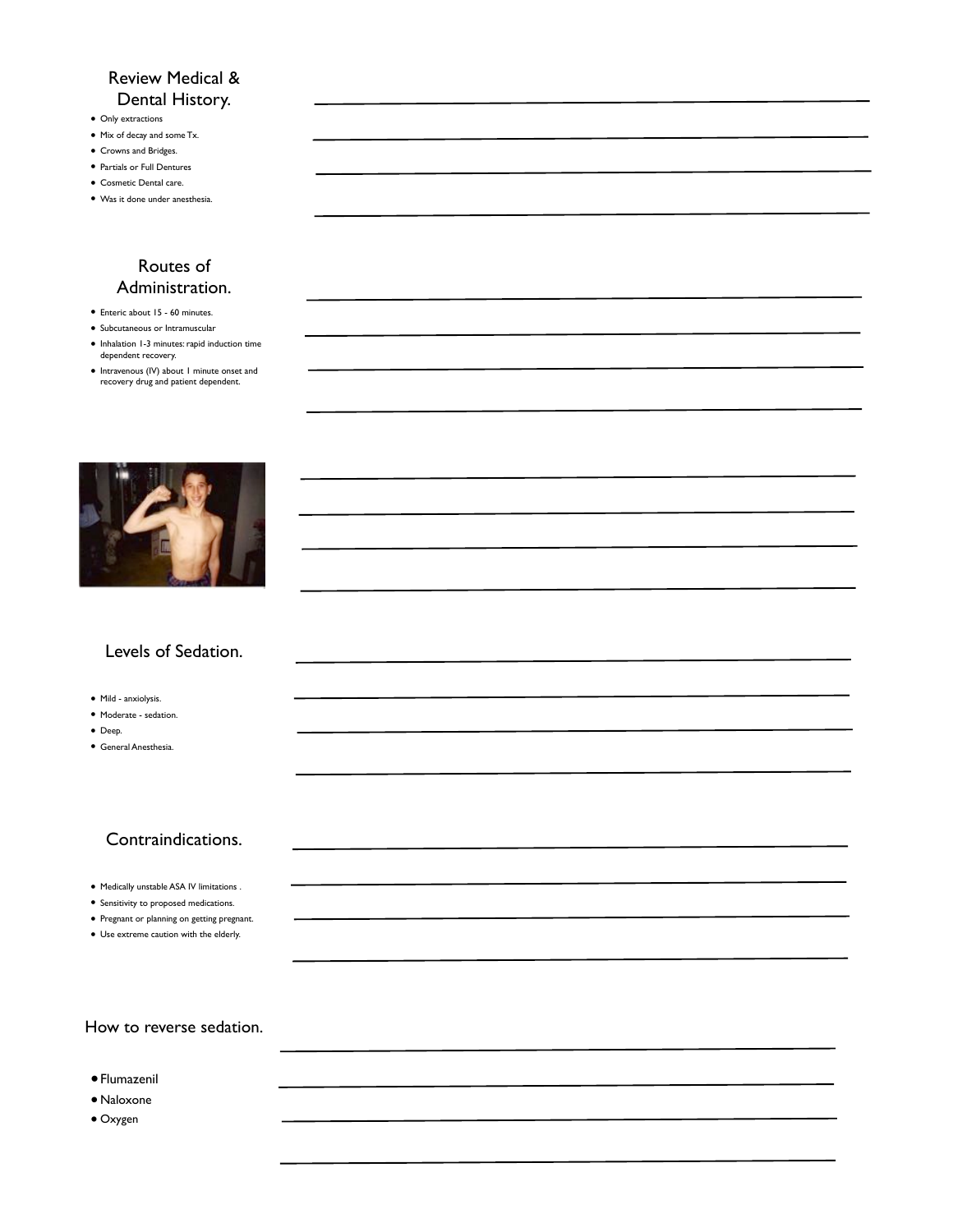## Review Medical & Dental History.

- Only extractions
- Mix of decay and some Tx.
- Crowns and Bridges.
- Partials or Full Dentures
- Cosmetic Dental care.
- Was it done under anesthesia.

## Routes of Administration.

- Enteric about 15 - 60 minutes.
- Subcutaneous or Intramuscular
- Inhalation 1-3 minutes: rapid induction time dependent recovery.
- Intravenous (IV) about 1 minute onset and recovery drug and patient dependent.

## Levels of Sedation.

- Mild - anxiolysis.
- Moderate - sedation.
- Deep.
- General Anesthesia.

## Contraindications.

- Medically unstable ASA IV limitations .
- Sensitivity to proposed medications.
- Pregnant or planning on getting pregnant.
- Use extreme caution with the elderly.

## How to reverse sedation.

- Flumazenil
- Naloxone
- Oxygen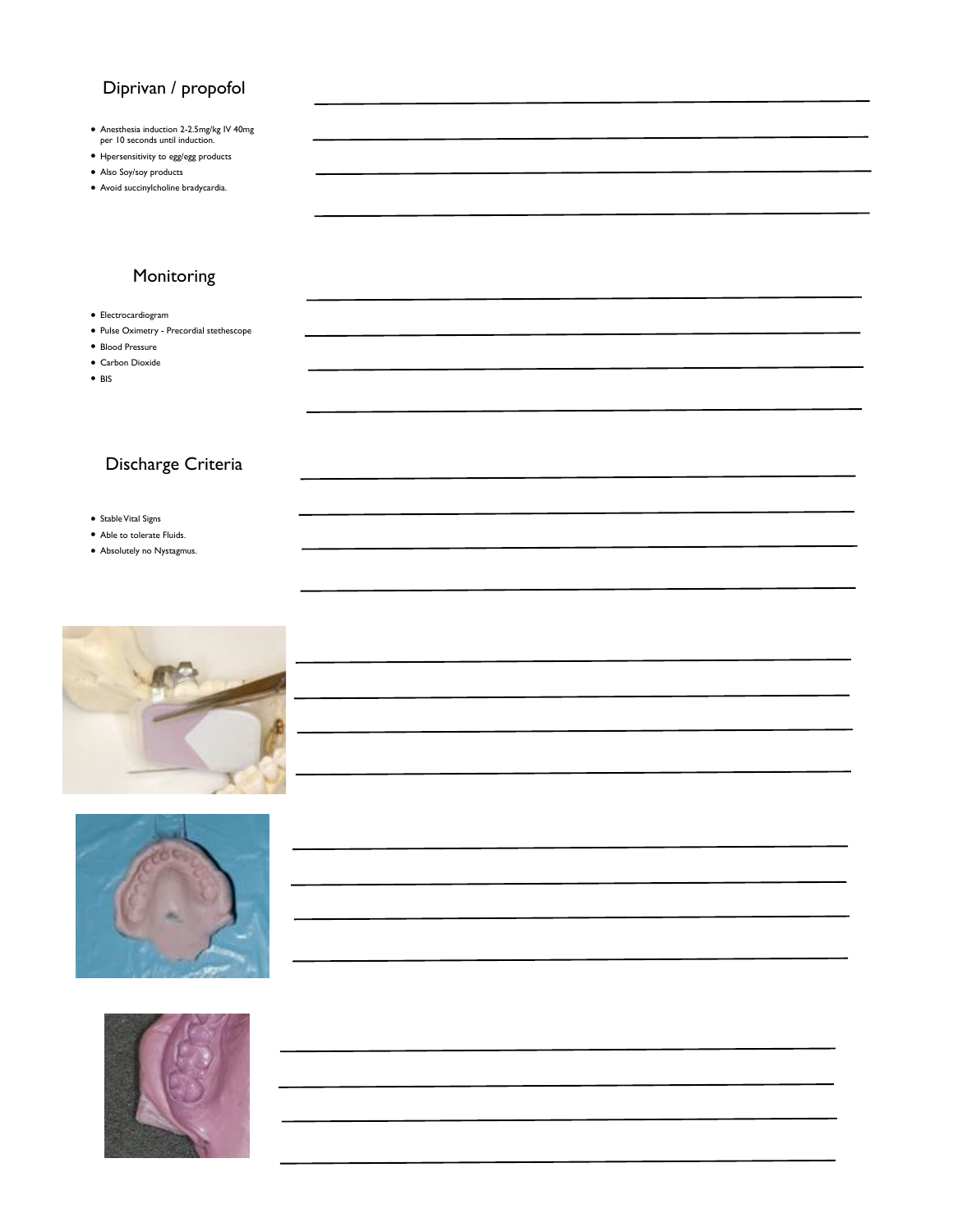## Diprivan / propofol

- Anesthesia induction 2-2.5mg/kg IV 40mg per 10 seconds until induction.
- Hpersensitivity to egg/egg products
- Also Soy/soy products
- Avoid succinylcholine bradycardia.

## Monitoring

- Electrocardiogram
- Pulse Oximetry - Precordial stethescope
- Blood Pressure
- Carbon Dioxide
- BIS

## Discharge Criteria

- Stable Vital Signs
- Able to tolerate Fluids.
- Absolutely no Nystagmus.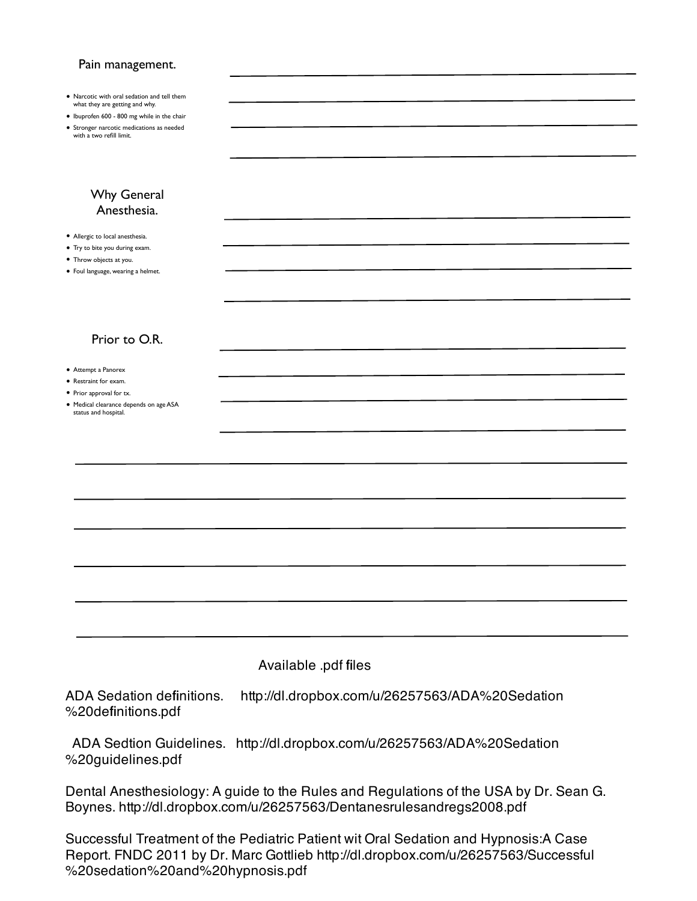## Pain management.

- Narcotic with oral sedation and tell them what they are getting and why.
- Ibuprofen 600 - 800 mg while in the chair
- Stronger narcotic medications as needed with a two refill limit.

## Why General Anesthesia.

- Allergic to local anesthesia.
- Try to bite you during exam.
- Throw objects at you.
- Foul language, wearing a helmet.

## Prior to O.R.

- Attempt a Panorex
- Restraint for exam.
- Prior approval for tx.
- Medical clearance depends on age ASA status and hospital.

## Available .pdf files

ADA Sedation definitions. http://dl.dropbox.com/u/26257563/ADA%20Sedation%20definitions.pdf

ADA Sedtion Guidelines. http://dl.dropbox.com/u/26257563/ADA%20Sedation%20guidelines.pdf

Dental Anesthesiology: A guide to the Rules and Regulations of the USA by Dr. Sean G. Boynes. http://dl.dropbox.com/u/26257563/Dentanesrulesandregs2008.pdf

Successful Treatment of the Pediatric Patient wit Oral Sedation and Hypnosis:A Case Report. FNDC 2011 by Dr. Marc Gottlieb http://dl.dropbox.com/u/26257563/Successful%20sedation%20and%20hypnosis.pdf